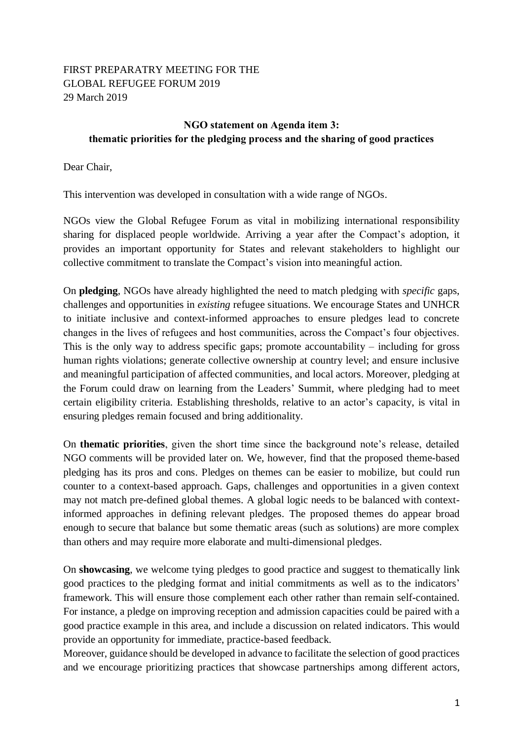FIRST PREPARATRY MEETING FOR THE
GLOBAL REFUGEE FORUM 2019
29 March 2019

**NGO statement on Agenda item 3:**
**thematic priorities for the pledging process and the sharing of good practices**

Dear Chair,

This intervention was developed in consultation with a wide range of NGOs.

NGOs view the Global Refugee Forum as vital in mobilizing international responsibility sharing for displaced people worldwide. Arriving a year after the Compact's adoption, it provides an important opportunity for States and relevant stakeholders to highlight our collective commitment to translate the Compact's vision into meaningful action.

On **pledging**, NGOs have already highlighted the need to match pledging with *specific* gaps, challenges and opportunities in *existing* refugee situations. We encourage States and UNHCR to initiate inclusive and context-informed approaches to ensure pledges lead to concrete changes in the lives of refugees and host communities, across the Compact's four objectives. This is the only way to address specific gaps; promote accountability – including for gross human rights violations; generate collective ownership at country level; and ensure inclusive and meaningful participation of affected communities, and local actors. Moreover, pledging at the Forum could draw on learning from the Leaders' Summit, where pledging had to meet certain eligibility criteria. Establishing thresholds, relative to an actor's capacity, is vital in ensuring pledges remain focused and bring additionality.

On **thematic priorities**, given the short time since the background note's release, detailed NGO comments will be provided later on. We, however, find that the proposed theme-based pledging has its pros and cons. Pledges on themes can be easier to mobilize, but could run counter to a context-based approach. Gaps, challenges and opportunities in a given context may not match pre-defined global themes. A global logic needs to be balanced with context-informed approaches in defining relevant pledges. The proposed themes do appear broad enough to secure that balance but some thematic areas (such as solutions) are more complex than others and may require more elaborate and multi-dimensional pledges.

On **showcasing**, we welcome tying pledges to good practice and suggest to thematically link good practices to the pledging format and initial commitments as well as to the indicators' framework. This will ensure those complement each other rather than remain self-contained. For instance, a pledge on improving reception and admission capacities could be paired with a good practice example in this area, and include a discussion on related indicators. This would provide an opportunity for immediate, practice-based feedback.

Moreover, guidance should be developed in advance to facilitate the selection of good practices and we encourage prioritizing practices that showcase partnerships among different actors,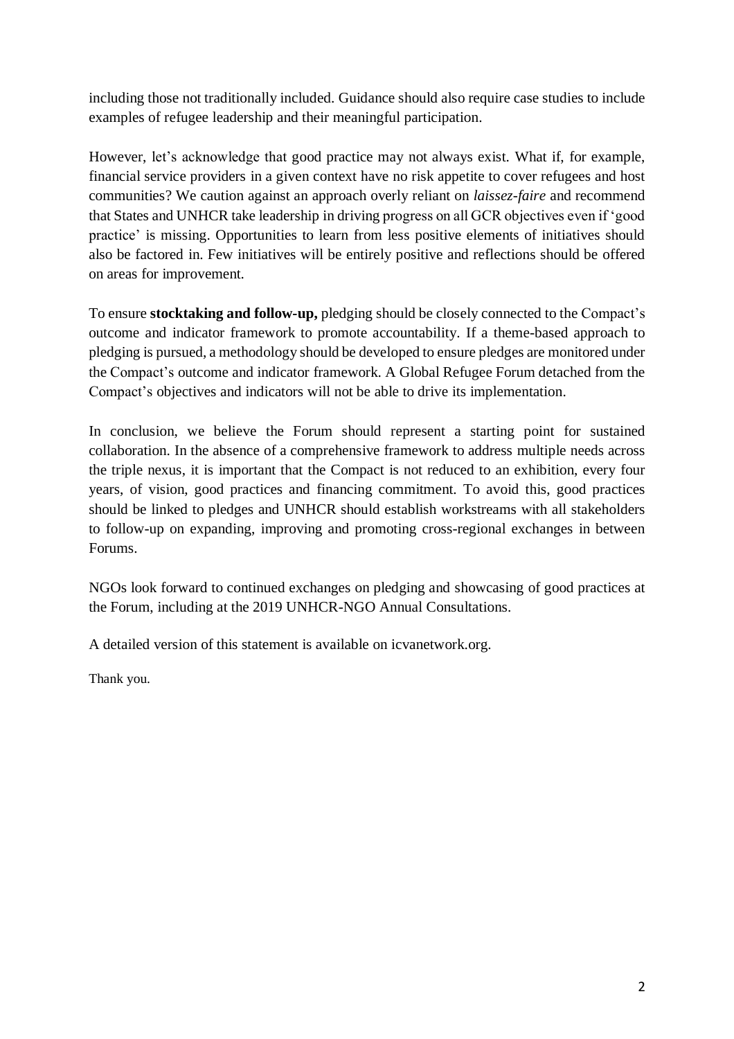including those not traditionally included. Guidance should also require case studies to include examples of refugee leadership and their meaningful participation.

However, let's acknowledge that good practice may not always exist. What if, for example, financial service providers in a given context have no risk appetite to cover refugees and host communities? We caution against an approach overly reliant on *laissez-faire* and recommend that States and UNHCR take leadership in driving progress on all GCR objectives even if 'good practice' is missing. Opportunities to learn from less positive elements of initiatives should also be factored in. Few initiatives will be entirely positive and reflections should be offered on areas for improvement.

To ensure **stocktaking and follow-up,** pledging should be closely connected to the Compact's outcome and indicator framework to promote accountability. If a theme-based approach to pledging is pursued, a methodology should be developed to ensure pledges are monitored under the Compact's outcome and indicator framework. A Global Refugee Forum detached from the Compact's objectives and indicators will not be able to drive its implementation.

In conclusion, we believe the Forum should represent a starting point for sustained collaboration. In the absence of a comprehensive framework to address multiple needs across the triple nexus, it is important that the Compact is not reduced to an exhibition, every four years, of vision, good practices and financing commitment. To avoid this, good practices should be linked to pledges and UNHCR should establish workstreams with all stakeholders to follow-up on expanding, improving and promoting cross-regional exchanges in between Forums.

NGOs look forward to continued exchanges on pledging and showcasing of good practices at the Forum, including at the 2019 UNHCR-NGO Annual Consultations.

A detailed version of this statement is available on icvanetwork.org.

Thank you.